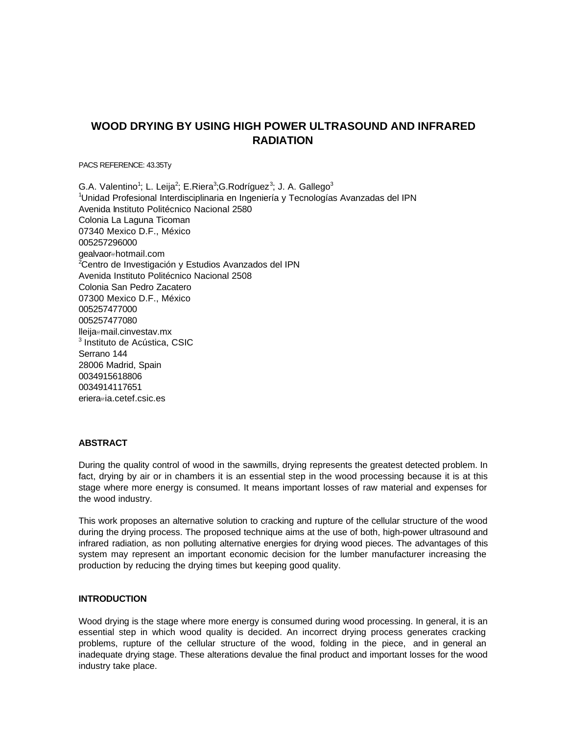# WOOD DRYING BY USING HIGH POWER ULTRASOUND AND INFRARED RADIATION

PACS REFERENCE: 43.35Ty

G.A. Valentino[1]; L. Leija[2]; E.Riera[3];G.Rodríguez[3]; J. A. Gallego[3]
[1]Unidad Profesional Interdisciplinaria en Ingeniería y Tecnologías Avanzadas del IPN
Avenida Instituto Politécnico Nacional 2580
Colonia La Laguna Ticoman
07340 Mexico D.F., México
005257296000
gealvaor@hotmail.com
[2]Centro de Investigación y Estudios Avanzados del IPN
Avenida Instituto Politécnico Nacional 2508
Colonia San Pedro Zacatero
07300 Mexico D.F., México
005257477000
005257477080
lleija@mail.cinvestav.mx
[3] Instituto de Acústica, CSIC
Serrano 144
28006 Madrid, Spain
0034915618806
0034914117651
eriera@ia.cetef.csic.es

## ABSTRACT

During the quality control of wood in the sawmills, drying represents the greatest detected problem. In fact, drying by air or in chambers it is an essential step in the wood processing because it is at this stage where more energy is consumed. It means important losses of raw material and expenses for the wood industry.

This work proposes an alternative solution to cracking and rupture of the cellular structure of the wood during the drying process. The proposed technique aims at the use of both, high-power ultrasound and infrared radiation, as non polluting alternative energies for drying wood pieces. The advantages of this system may represent an important economic decision for the lumber manufacturer increasing the production by reducing the drying times but keeping good quality.

## INTRODUCTION

Wood drying is the stage where more energy is consumed during wood processing. In general, it is an essential step in which wood quality is decided. An incorrect drying process generates cracking problems, rupture of the cellular structure of the wood, folding in the piece, and in general an inadequate drying stage. These alterations devalue the final product and important losses for the wood industry take place.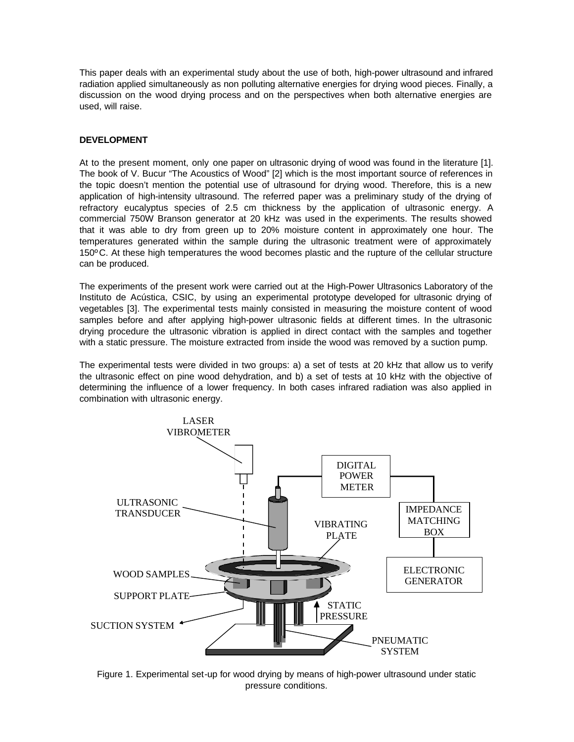This paper deals with an experimental study about the use of both, high-power ultrasound and infrared radiation applied simultaneously as non polluting alternative energies for drying wood pieces. Finally, a discussion on the wood drying process and on the perspectives when both alternative energies are used, will raise.

## DEVELOPMENT

At to the present moment, only one paper on ultrasonic drying of wood was found in the literature [1]. The book of V. Bucur "The Acoustics of Wood" [2] which is the most important source of references in the topic doesn't mention the potential use of ultrasound for drying wood. Therefore, this is a new application of high-intensity ultrasound. The referred paper was a preliminary study of the drying of refractory eucalyptus species of 2.5 cm thickness by the application of ultrasonic energy. A commercial 750W Branson generator at 20 kHz was used in the experiments. The results showed that it was able to dry from green up to 20% moisture content in approximately one hour. The temperatures generated within the sample during the ultrasonic treatment were of approximately 150ºC. At these high temperatures the wood becomes plastic and the rupture of the cellular structure can be produced.

The experiments of the present work were carried out at the High-Power Ultrasonics Laboratory of the Instituto de Acústica, CSIC, by using an experimental prototype developed for ultrasonic drying of vegetables [3]. The experimental tests mainly consisted in measuring the moisture content of wood samples before and after applying high-power ultrasonic fields at different times. In the ultrasonic drying procedure the ultrasonic vibration is applied in direct contact with the samples and together with a static pressure. The moisture extracted from inside the wood was removed by a suction pump.

The experimental tests were divided in two groups: a) a set of tests at 20 kHz that allow us to verify the ultrasonic effect on pine wood dehydration, and b) a set of tests at 10 kHz with the objective of determining the influence of a lower frequency. In both cases infrared radiation was also applied in combination with ultrasonic energy.

LASER VIBROMETER

DIGITAL POWER METER

ULTRASONIC TRANSDUCER

IMPEDANCE MATCHING BOX

VIBRATING PLATE

WOOD SAMPLES

ELECTRONIC GENERATOR

SUPPORT PLATE

STATIC PRESSURE

SUCTION SYSTEM

PNEUMATIC SYSTEM

Figure 1. Experimental set-up for wood drying by means of high-power ultrasound under static pressure conditions.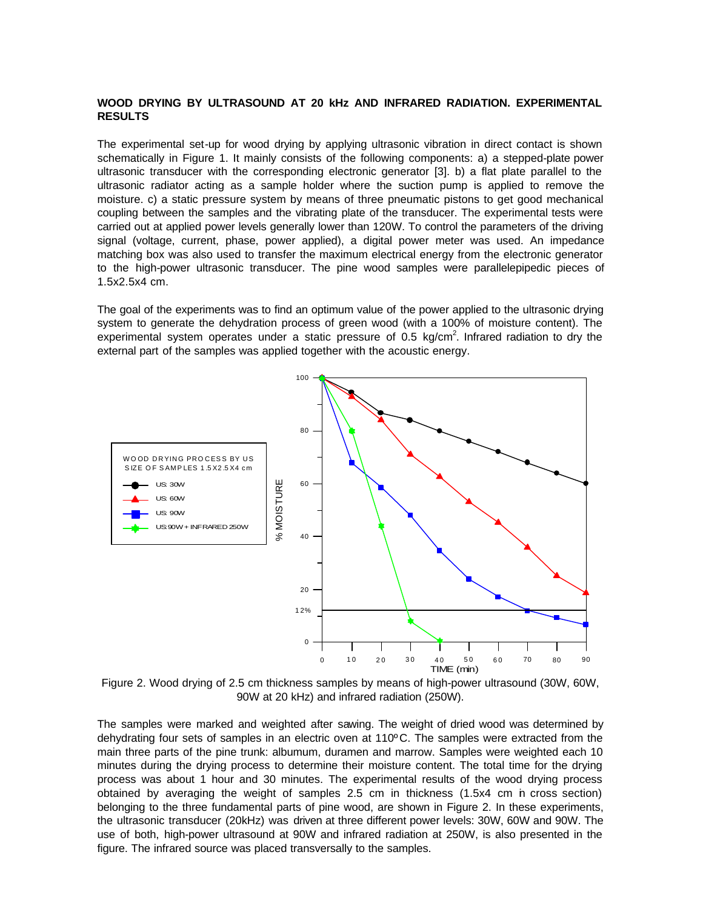**WOOD DRYING BY ULTRASOUND AT 20 kHz AND INFRARED RADIATION. EXPERIMENTAL RESULTS**

The experimental set-up for wood drying by applying ultrasonic vibration in direct contact is shown schematically in Figure 1. It mainly consists of the following components: a) a stepped-plate power ultrasonic transducer with the corresponding electronic generator [3]. b) a flat plate parallel to the ultrasonic radiator acting as a sample holder where the suction pump is applied to remove the moisture. c) a static pressure system by means of three pneumatic pistons to get good mechanical coupling between the samples and the vibrating plate of the transducer. The experimental tests were carried out at applied power levels generally lower than 120W. To control the parameters of the driving signal (voltage, current, phase, power applied), a digital power meter was used. An impedance matching box was also used to transfer the maximum electrical energy from the electronic generator to the high-power ultrasonic transducer. The pine wood samples were parallelepipedic pieces of 1.5x2.5x4 cm.

The goal of the experiments was to find an optimum value of the power applied to the ultrasonic drying system to generate the dehydration process of green wood (with a 100% of moisture content). The experimental system operates under a static pressure of 0.5 kg/cm$^2$. Infrared radiation to dry the external part of the samples was applied together with the acoustic energy.

Figure 2. Wood drying of 2.5 cm thickness samples by means of high-power ultrasound (30W, 60W, 90W at 20 kHz) and infrared radiation (250W).

The samples were marked and weighted after sawing. The weight of dried wood was determined by dehydrating four sets of samples in an electric oven at 110ºC. The samples were extracted from the main three parts of the pine trunk: albumum, duramen and marrow. Samples were weighted each 10 minutes during the drying process to determine their moisture content. The total time for the drying process was about 1 hour and 30 minutes. The experimental results of the wood drying process obtained by averaging the weight of samples 2.5 cm in thickness (1.5x4 cm in cross section) belonging to the three fundamental parts of pine wood, are shown in Figure 2. In these experiments, the ultrasonic transducer (20kHz) was driven at three different power levels: 30W, 60W and 90W. The use of both, high-power ultrasound at 90W and infrared radiation at 250W, is also presented in the figure. The infrared source was placed transversally to the samples.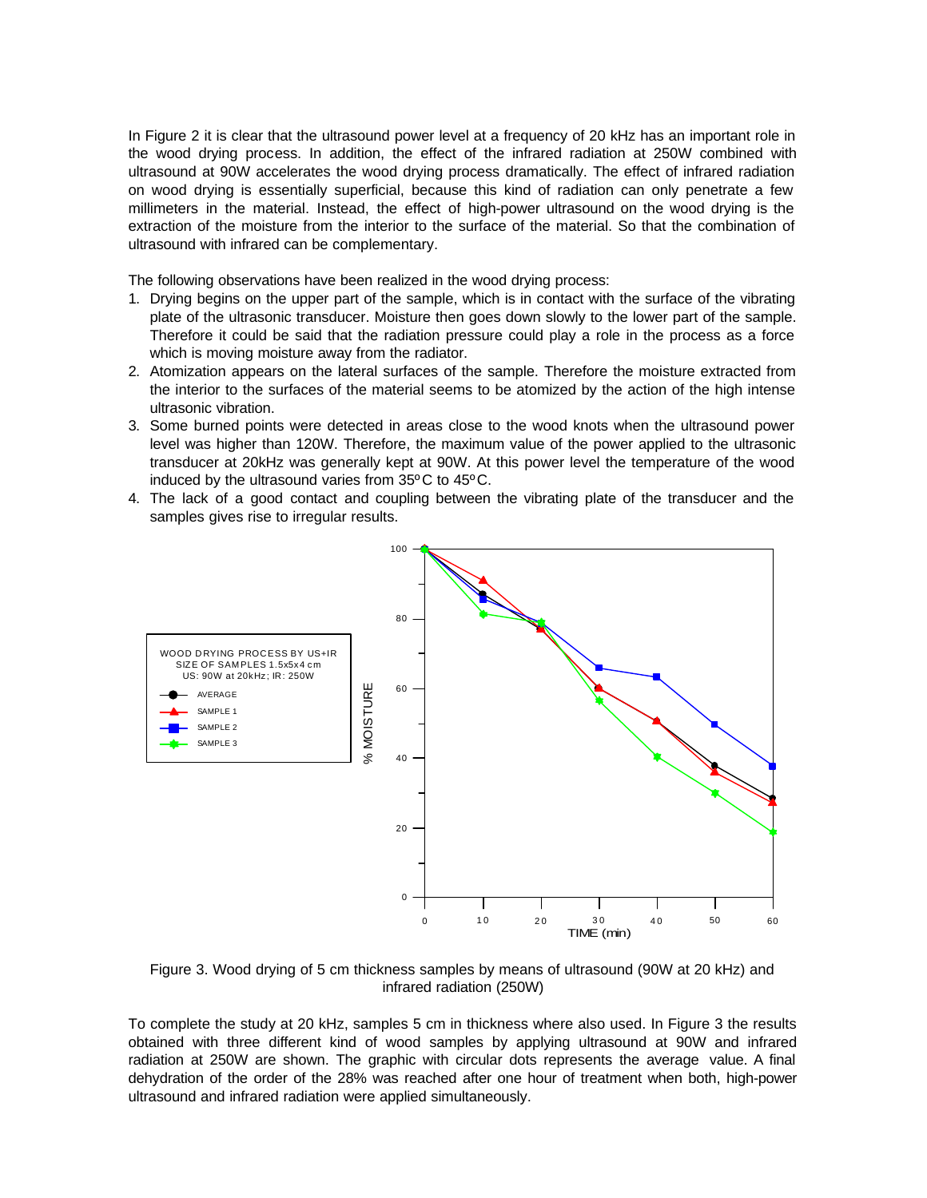In Figure 2 it is clear that the ultrasound power level at a frequency of 20 kHz has an important role in the wood drying process. In addition, the effect of the infrared radiation at 250W combined with ultrasound at 90W accelerates the wood drying process dramatically. The effect of infrared radiation on wood drying is essentially superficial, because this kind of radiation can only penetrate a few millimeters in the material. Instead, the effect of high-power ultrasound on the wood drying is the extraction of the moisture from the interior to the surface of the material. So that the combination of ultrasound with infrared can be complementary.

The following observations have been realized in the wood drying process:

1. Drying begins on the upper part of the sample, which is in contact with the surface of the vibrating plate of the ultrasonic transducer. Moisture then goes down slowly to the lower part of the sample. Therefore it could be said that the radiation pressure could play a role in the process as a force which is moving moisture away from the radiator.
2. Atomization appears on the lateral surfaces of the sample. Therefore the moisture extracted from the interior to the surfaces of the material seems to be atomized by the action of the high intense ultrasonic vibration.
3. Some burned points were detected in areas close to the wood knots when the ultrasound power level was higher than 120W. Therefore, the maximum value of the power applied to the ultrasonic transducer at 20kHz was generally kept at 90W. At this power level the temperature of the wood induced by the ultrasound varies from 35ºC to 45ºC.
4. The lack of a good contact and coupling between the vibrating plate of the transducer and the samples gives rise to irregular results.

Figure 3. Wood drying of 5 cm thickness samples by means of ultrasound (90W at 20 kHz) and infrared radiation (250W)

To complete the study at 20 kHz, samples 5 cm in thickness where also used. In Figure 3 the results obtained with three different kind of wood samples by applying ultrasound at 90W and infrared radiation at 250W are shown. The graphic with circular dots represents the average value. A final dehydration of the order of the 28% was reached after one hour of treatment when both, high-power ultrasound and infrared radiation were applied simultaneously.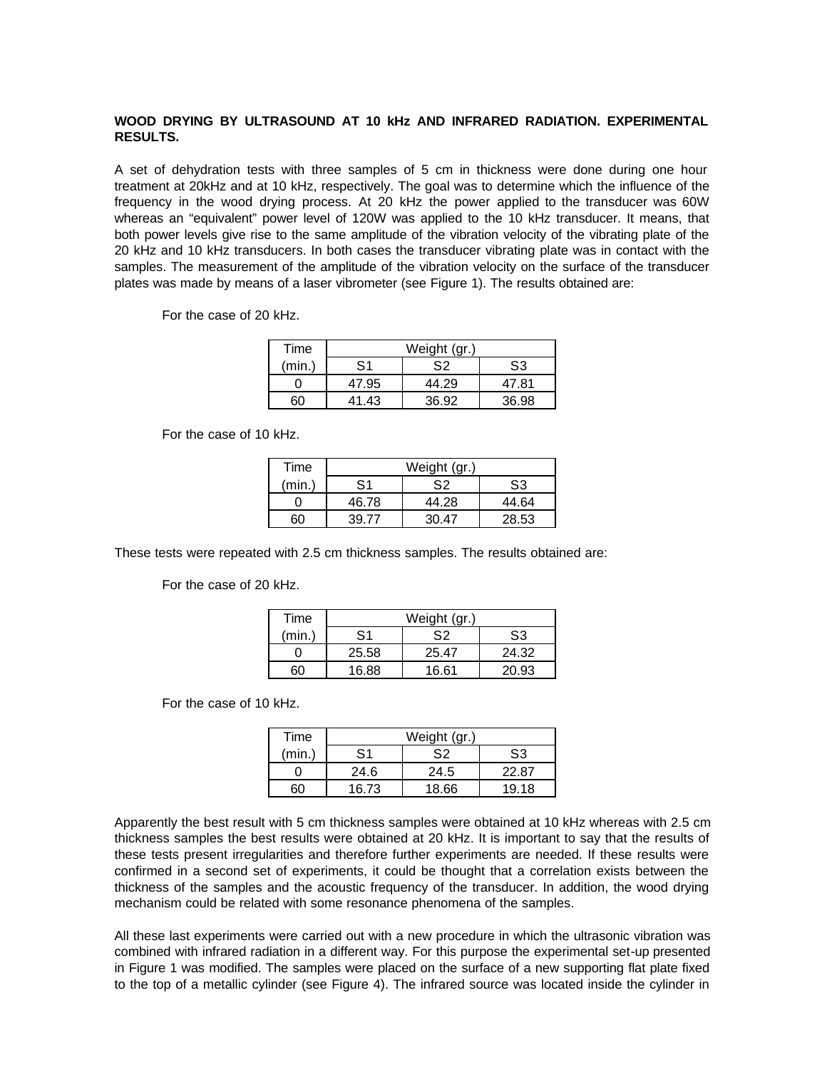**WOOD DRYING BY ULTRASOUND AT 10 kHz AND INFRARED RADIATION. EXPERIMENTAL RESULTS.**

A set of dehydration tests with three samples of 5 cm in thickness were done during one hour treatment at 20kHz and at 10 kHz, respectively. The goal was to determine which the influence of the frequency in the wood drying process. At 20 kHz the power applied to the transducer was 60W whereas an "equivalent" power level of 120W was applied to the 10 kHz transducer. It means, that both power levels give rise to the same amplitude of the vibration velocity of the vibrating plate of the 20 kHz and 10 kHz transducers. In both cases the transducer vibrating plate was in contact with the samples. The measurement of the amplitude of the vibration velocity on the surface of the transducer plates was made by means of a laser vibrometer (see Figure 1). The results obtained are:

For the case of 20 kHz.

| Time | Weight (gr.) | | |
|---|---|---|---|
| (min.) | S1 | S2 | S3 |
| 0 | 47.95 | 44.29 | 47.81 |
| 60 | 41.43 | 36.92 | 36.98 |

For the case of 10 kHz.

| Time | Weight (gr.) | | |
|---|---|---|---|
| (min.) | S1 | S2 | S3 |
| 0 | 46.78 | 44.28 | 44.64 |
| 60 | 39.77 | 30.47 | 28.53 |

These tests were repeated with 2.5 cm thickness samples. The results obtained are:

For the case of 20 kHz.

| Time | Weight (gr.) | | |
|---|---|---|---|
| (min.) | S1 | S2 | S3 |
| 0 | 25.58 | 25.47 | 24.32 |
| 60 | 16.88 | 16.61 | 20.93 |

For the case of 10 kHz.

| Time | Weight (gr.) | | |
|---|---|---|---|
| (min.) | S1 | S2 | S3 |
| 0 | 24.6 | 24.5 | 22.87 |
| 60 | 16.73 | 18.66 | 19.18 |

Apparently the best result with 5 cm thickness samples were obtained at 10 kHz whereas with 2.5 cm thickness samples the best results were obtained at 20 kHz. It is important to say that the results of these tests present irregularities and therefore further experiments are needed. If these results were confirmed in a second set of experiments, it could be thought that a correlation exists between the thickness of the samples and the acoustic frequency of the transducer. In addition, the wood drying mechanism could be related with some resonance phenomena of the samples.

All these last experiments were carried out with a new procedure in which the ultrasonic vibration was combined with infrared radiation in a different way. For this purpose the experimental set-up presented in Figure 1 was modified. The samples were placed on the surface of a new supporting flat plate fixed to the top of a metallic cylinder (see Figure 4). The infrared source was located inside the cylinder in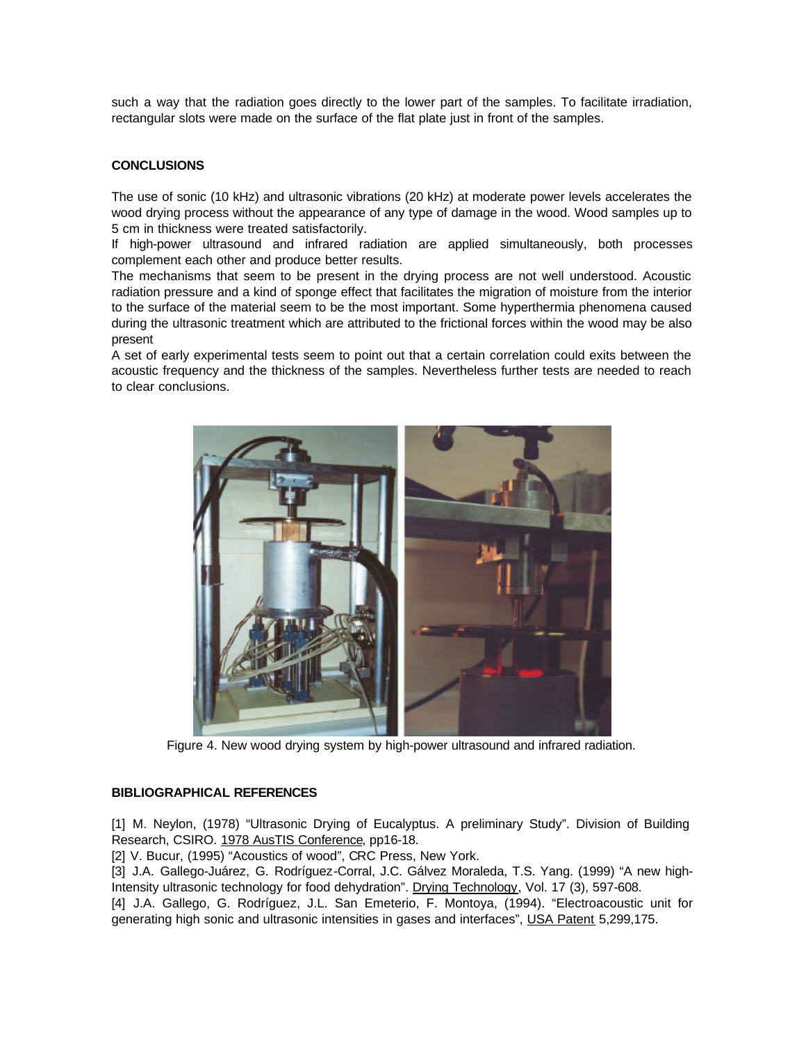such a way that the radiation goes directly to the lower part of the samples. To facilitate irradiation, rectangular slots were made on the surface of the flat plate just in front of the samples.

## CONCLUSIONS

The use of sonic (10 kHz) and ultrasonic vibrations (20 kHz) at moderate power levels accelerates the wood drying process without the appearance of any type of damage in the wood. Wood samples up to 5 cm in thickness were treated satisfactorily.

If high-power ultrasound and infrared radiation are applied simultaneously, both processes complement each other and produce better results.

The mechanisms that seem to be present in the drying process are not well understood. Acoustic radiation pressure and a kind of sponge effect that facilitates the migration of moisture from the interior to the surface of the material seem to be the most important. Some hyperthermia phenomena caused during the ultrasonic treatment which are attributed to the frictional forces within the wood may be also present

A set of early experimental tests seem to point out that a certain correlation could exits between the acoustic frequency and the thickness of the samples. Nevertheless further tests are needed to reach to clear conclusions.

Figure 4. New wood drying system by high-power ultrasound and infrared radiation.

## BIBLIOGRAPHICAL REFERENCES

[1] M. Neylon, (1978) "Ultrasonic Drying of Eucalyptus. A preliminary Study". Division of Building Research, CSIRO. 1978 AusTIS Conference, pp16-18.

[2] V. Bucur, (1995) "Acoustics of wood", CRC Press, New York.

[3] J.A. Gallego-Juárez, G. Rodríguez-Corral, J.C. Gálvez Moraleda, T.S. Yang. (1999) "A new high-Intensity ultrasonic technology for food dehydration". Drying Technology, Vol. 17 (3), 597-608.

[4] J.A. Gallego, G. Rodríguez, J.L. San Emeterio, F. Montoya, (1994). "Electroacoustic unit for generating high sonic and ultrasonic intensities in gases and interfaces", USA Patent 5,299,175.